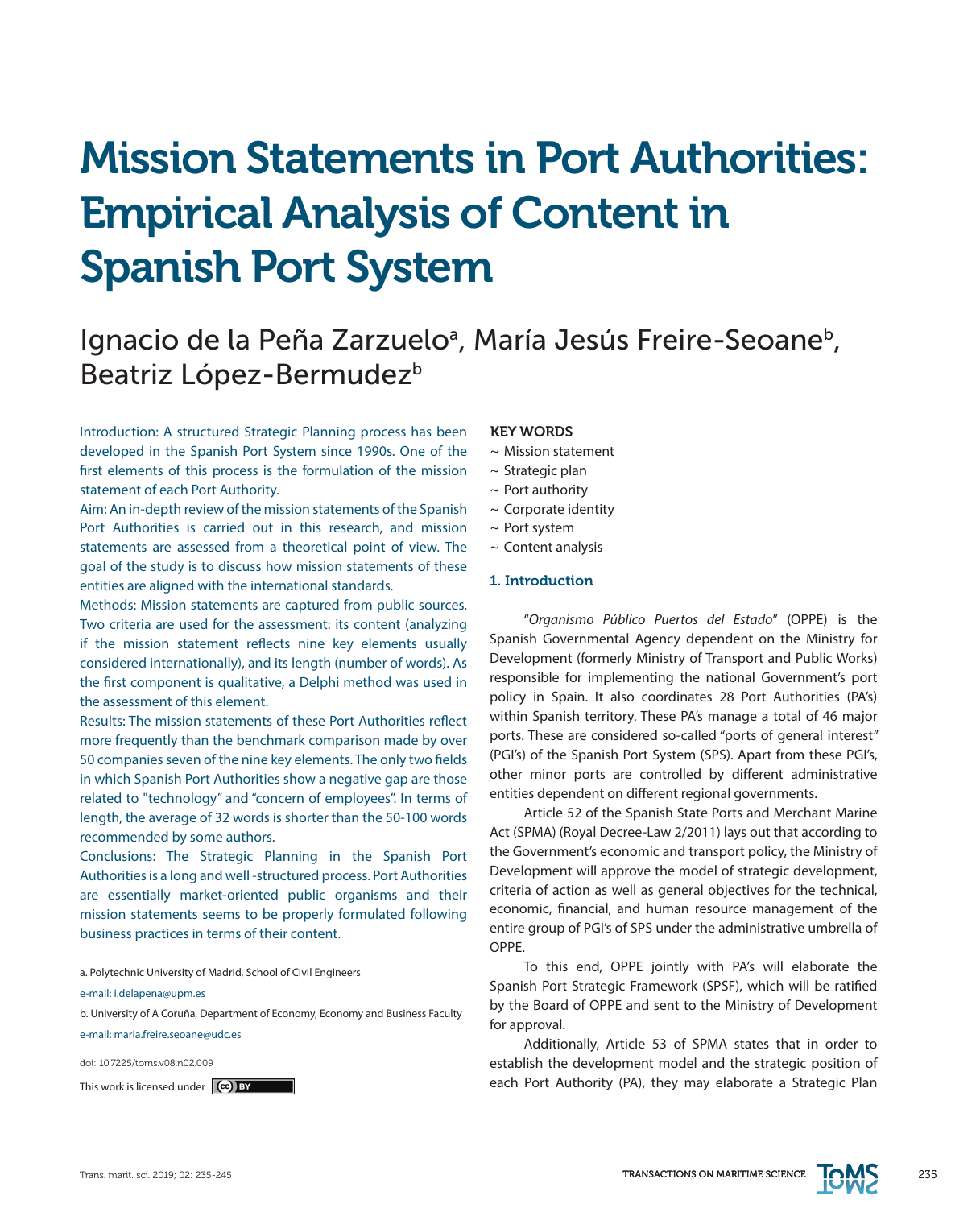# Mission Statements in Port Authorities: Empirical Analysis of Content in Spanish Port System

Ignacio de la Peña Zarzuelo[a], María Jesús Freire-Seoane[b], Beatriz López-Bermudez[b]

Introduction: A structured Strategic Planning process has been developed in the Spanish Port System since 1990s. One of the first elements of this process is the formulation of the mission statement of each Port Authority.

Aim: An in-depth review of the mission statements of the Spanish Port Authorities is carried out in this research, and mission statements are assessed from a theoretical point of view. The goal of the study is to discuss how mission statements of these entities are aligned with the international standards.

Methods: Mission statements are captured from public sources. Two criteria are used for the assessment: its content (analyzing if the mission statement reflects nine key elements usually considered internationally), and its length (number of words). As the first component is qualitative, a Delphi method was used in the assessment of this element.

Results: The mission statements of these Port Authorities reflect more frequently than the benchmark comparison made by over 50 companies seven of the nine key elements. The only two fields in which Spanish Port Authorities show a negative gap are those related to "technology" and "concern of employees". In terms of length, the average of 32 words is shorter than the 50-100 words recommended by some authors.

Conclusions: The Strategic Planning in the Spanish Port Authorities is a long and well -structured process. Port Authorities are essentially market-oriented public organisms and their mission statements seems to be properly formulated following business practices in terms of their content.

a. Polytechnic University of Madrid, School of Civil Engineers

e-mail: i.delapena@upm.es

b. University of A Coruña, Department of Economy, Economy and Business Faculty

e-mail: maria.freire.seoane@udc.es

doi: 10.7225/toms.v08.n02.009

This work is licensed under CC BY

**KEY WORDS**

- ~ Mission statement
- ~ Strategic plan
- ~ Port authority
- ~ Corporate identity
- ~ Port system
- ~ Content analysis

## 1. Introduction

"*Organismo Público Puertos del Estado*" (OPPE) is the Spanish Governmental Agency dependent on the Ministry for Development (formerly Ministry of Transport and Public Works) responsible for implementing the national Government's port policy in Spain. It also coordinates 28 Port Authorities (PA's) within Spanish territory. These PA's manage a total of 46 major ports. These are considered so-called "ports of general interest" (PGI's) of the Spanish Port System (SPS). Apart from these PGI's, other minor ports are controlled by different administrative entities dependent on different regional governments.

Article 52 of the Spanish State Ports and Merchant Marine Act (SPMA) (Royal Decree-Law 2/2011) lays out that according to the Government's economic and transport policy, the Ministry of Development will approve the model of strategic development, criteria of action as well as general objectives for the technical, economic, financial, and human resource management of the entire group of PGI's of SPS under the administrative umbrella of OPPE.

To this end, OPPE jointly with PA's will elaborate the Spanish Port Strategic Framework (SPSF), which will be ratified by the Board of OPPE and sent to the Ministry of Development for approval.

Additionally, Article 53 of SPMA states that in order to establish the development model and the strategic position of each Port Authority (PA), they may elaborate a Strategic Plan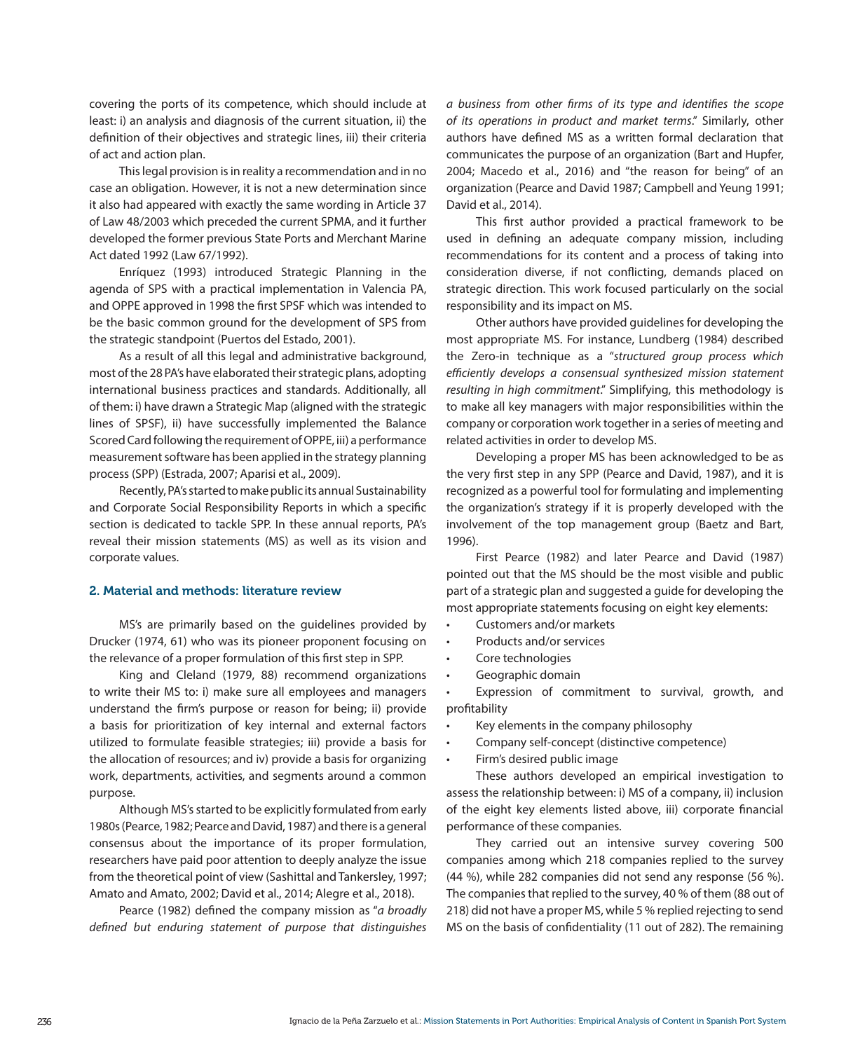covering the ports of its competence, which should include at least: i) an analysis and diagnosis of the current situation, ii) the definition of their objectives and strategic lines, iii) their criteria of act and action plan.

This legal provision is in reality a recommendation and in no case an obligation. However, it is not a new determination since it also had appeared with exactly the same wording in Article 37 of Law 48/2003 which preceded the current SPMA, and it further developed the former previous State Ports and Merchant Marine Act dated 1992 (Law 67/1992).

Enríquez (1993) introduced Strategic Planning in the agenda of SPS with a practical implementation in Valencia PA, and OPPE approved in 1998 the first SPSF which was intended to be the basic common ground for the development of SPS from the strategic standpoint (Puertos del Estado, 2001).

As a result of all this legal and administrative background, most of the 28 PA's have elaborated their strategic plans, adopting international business practices and standards. Additionally, all of them: i) have drawn a Strategic Map (aligned with the strategic lines of SPSF), ii) have successfully implemented the Balance Scored Card following the requirement of OPPE, iii) a performance measurement software has been applied in the strategy planning process (SPP) (Estrada, 2007; Aparisi et al., 2009).

Recently, PA's started to make public its annual Sustainability and Corporate Social Responsibility Reports in which a specific section is dedicated to tackle SPP. In these annual reports, PA's reveal their mission statements (MS) as well as its vision and corporate values.

## 2. Material and methods: literature review

MS's are primarily based on the guidelines provided by Drucker (1974, 61) who was its pioneer proponent focusing on the relevance of a proper formulation of this first step in SPP.

King and Cleland (1979, 88) recommend organizations to write their MS to: i) make sure all employees and managers understand the firm's purpose or reason for being; ii) provide a basis for prioritization of key internal and external factors utilized to formulate feasible strategies; iii) provide a basis for the allocation of resources; and iv) provide a basis for organizing work, departments, activities, and segments around a common purpose.

Although MS's started to be explicitly formulated from early 1980s (Pearce, 1982; Pearce and David, 1987) and there is a general consensus about the importance of its proper formulation, researchers have paid poor attention to deeply analyze the issue from the theoretical point of view (Sashittal and Tankersley, 1997; Amato and Amato, 2002; David et al., 2014; Alegre et al., 2018).

Pearce (1982) defined the company mission as "*a broadly defined but enduring statement of purpose that distinguishes a business from other firms of its type and identifies the scope of its operations in product and market terms*." Similarly, other authors have defined MS as a written formal declaration that communicates the purpose of an organization (Bart and Hupfer, 2004; Macedo et al., 2016) and "the reason for being" of an organization (Pearce and David 1987; Campbell and Yeung 1991; David et al., 2014).

This first author provided a practical framework to be used in defining an adequate company mission, including recommendations for its content and a process of taking into consideration diverse, if not conflicting, demands placed on strategic direction. This work focused particularly on the social responsibility and its impact on MS.

Other authors have provided guidelines for developing the most appropriate MS. For instance, Lundberg (1984) described the Zero-in technique as a "*structured group process which efficiently develops a consensual synthesized mission statement resulting in high commitment*." Simplifying, this methodology is to make all key managers with major responsibilities within the company or corporation work together in a series of meeting and related activities in order to develop MS.

Developing a proper MS has been acknowledged to be as the very first step in any SPP (Pearce and David, 1987), and it is recognized as a powerful tool for formulating and implementing the organization's strategy if it is properly developed with the involvement of the top management group (Baetz and Bart, 1996).

First Pearce (1982) and later Pearce and David (1987) pointed out that the MS should be the most visible and public part of a strategic plan and suggested a guide for developing the most appropriate statements focusing on eight key elements:

- Customers and/or markets
- Products and/or services
- Core technologies
- Geographic domain
- Expression of commitment to survival, growth, and profitability
- Key elements in the company philosophy
- Company self-concept (distinctive competence)
- Firm's desired public image

These authors developed an empirical investigation to assess the relationship between: i) MS of a company, ii) inclusion of the eight key elements listed above, iii) corporate financial performance of these companies.

They carried out an intensive survey covering 500 companies among which 218 companies replied to the survey (44 %), while 282 companies did not send any response (56 %). The companies that replied to the survey, 40 % of them (88 out of 218) did not have a proper MS, while 5 % replied rejecting to send MS on the basis of confidentiality (11 out of 282). The remaining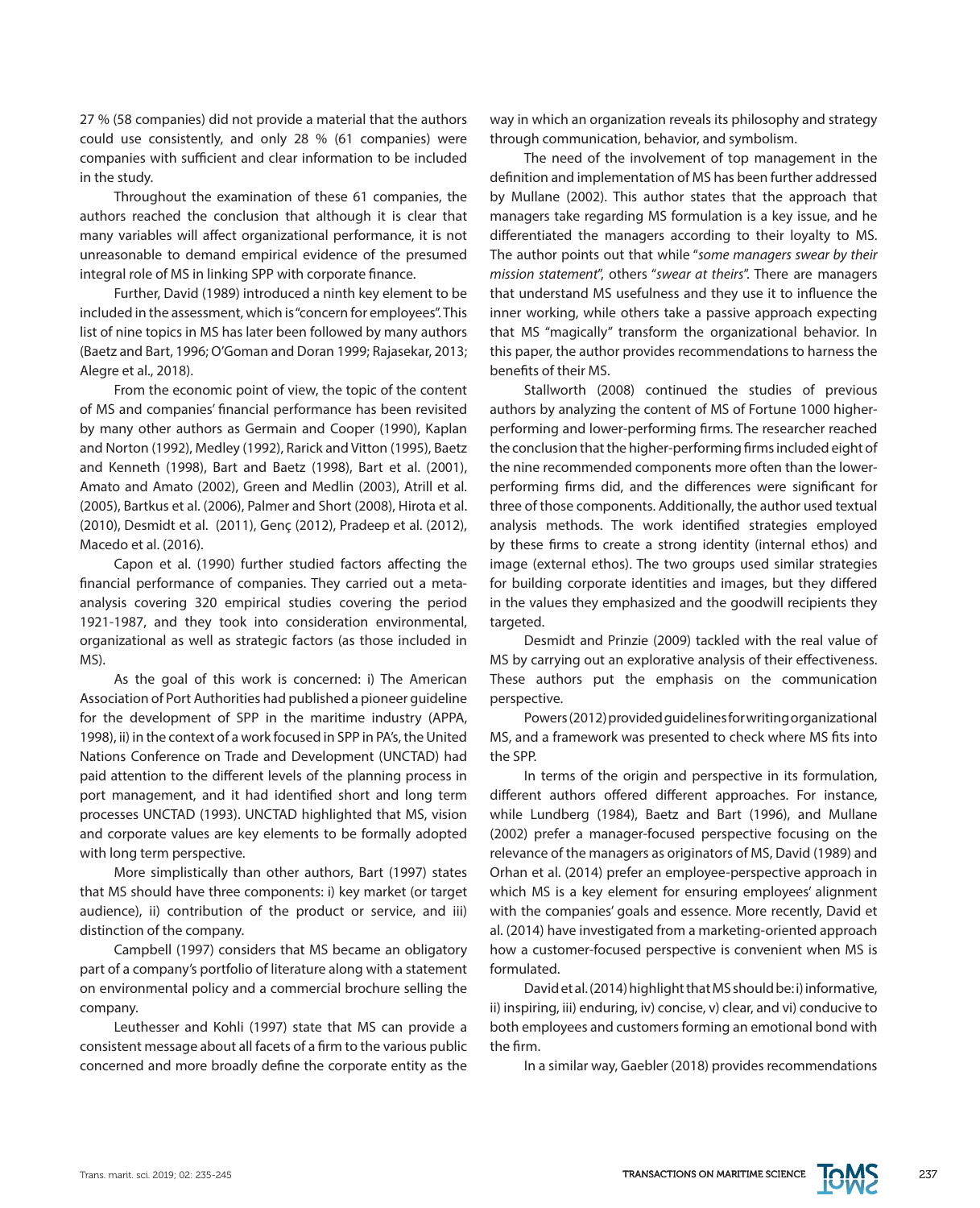27 % (58 companies) did not provide a material that the authors could use consistently, and only 28 % (61 companies) were companies with sufficient and clear information to be included in the study.

Throughout the examination of these 61 companies, the authors reached the conclusion that although it is clear that many variables will affect organizational performance, it is not unreasonable to demand empirical evidence of the presumed integral role of MS in linking SPP with corporate finance.

Further, David (1989) introduced a ninth key element to be included in the assessment, which is "concern for employees". This list of nine topics in MS has later been followed by many authors (Baetz and Bart, 1996; O'Goman and Doran 1999; Rajasekar, 2013; Alegre et al., 2018).

From the economic point of view, the topic of the content of MS and companies' financial performance has been revisited by many other authors as Germain and Cooper (1990), Kaplan and Norton (1992), Medley (1992), Rarick and Vitton (1995), Baetz and Kenneth (1998), Bart and Baetz (1998), Bart et al. (2001), Amato and Amato (2002), Green and Medlin (2003), Atrill et al. (2005), Bartkus et al. (2006), Palmer and Short (2008), Hirota et al. (2010), Desmidt et al. (2011), Genç (2012), Pradeep et al. (2012), Macedo et al. (2016).

Capon et al. (1990) further studied factors affecting the financial performance of companies. They carried out a meta-analysis covering 320 empirical studies covering the period 1921-1987, and they took into consideration environmental, organizational as well as strategic factors (as those included in MS).

As the goal of this work is concerned: i) The American Association of Port Authorities had published a pioneer guideline for the development of SPP in the maritime industry (APPA, 1998), ii) in the context of a work focused in SPP in PA's, the United Nations Conference on Trade and Development (UNCTAD) had paid attention to the different levels of the planning process in port management, and it had identified short and long term processes UNCTAD (1993). UNCTAD highlighted that MS, vision and corporate values are key elements to be formally adopted with long term perspective.

More simplistically than other authors, Bart (1997) states that MS should have three components: i) key market (or target audience), ii) contribution of the product or service, and iii) distinction of the company.

Campbell (1997) considers that MS became an obligatory part of a company's portfolio of literature along with a statement on environmental policy and a commercial brochure selling the company.

Leuthesser and Kohli (1997) state that MS can provide a consistent message about all facets of a firm to the various public concerned and more broadly define the corporate entity as the way in which an organization reveals its philosophy and strategy through communication, behavior, and symbolism.

The need of the involvement of top management in the definition and implementation of MS has been further addressed by Mullane (2002). This author states that the approach that managers take regarding MS formulation is a key issue, and he differentiated the managers according to their loyalty to MS. The author points out that while "*some managers swear by their mission statement*", others "*swear at theirs*". There are managers that understand MS usefulness and they use it to influence the inner working, while others take a passive approach expecting that MS "magically" transform the organizational behavior. In this paper, the author provides recommendations to harness the benefits of their MS.

Stallworth (2008) continued the studies of previous authors by analyzing the content of MS of Fortune 1000 higher-performing and lower-performing firms. The researcher reached the conclusion that the higher-performing firms included eight of the nine recommended components more often than the lower-performing firms did, and the differences were significant for three of those components. Additionally, the author used textual analysis methods. The work identified strategies employed by these firms to create a strong identity (internal ethos) and image (external ethos). The two groups used similar strategies for building corporate identities and images, but they differed in the values they emphasized and the goodwill recipients they targeted.

Desmidt and Prinzie (2009) tackled with the real value of MS by carrying out an explorative analysis of their effectiveness. These authors put the emphasis on the communication perspective.

Powers (2012) provided guidelines for writing organizational MS, and a framework was presented to check where MS fits into the SPP.

In terms of the origin and perspective in its formulation, different authors offered different approaches. For instance, while Lundberg (1984), Baetz and Bart (1996), and Mullane (2002) prefer a manager-focused perspective focusing on the relevance of the managers as originators of MS, David (1989) and Orhan et al. (2014) prefer an employee-perspective approach in which MS is a key element for ensuring employees' alignment with the companies' goals and essence. More recently, David et al. (2014) have investigated from a marketing-oriented approach how a customer-focused perspective is convenient when MS is formulated.

David et al. (2014) highlight that MS should be: i) informative, ii) inspiring, iii) enduring, iv) concise, v) clear, and vi) conducive to both employees and customers forming an emotional bond with the firm.

In a similar way, Gaebler (2018) provides recommendations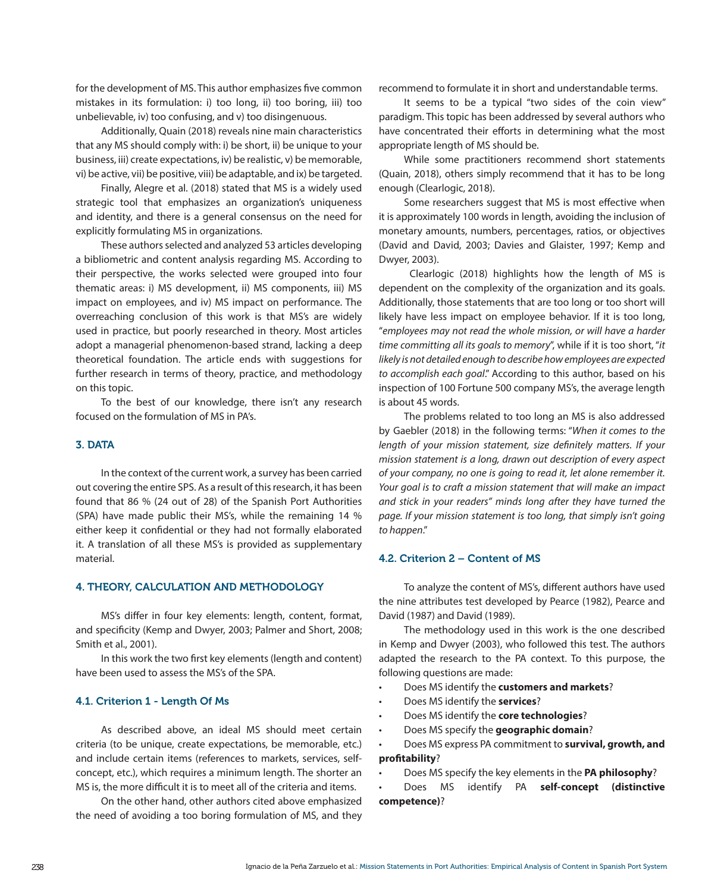for the development of MS. This author emphasizes five common mistakes in its formulation: i) too long, ii) too boring, iii) too unbelievable, iv) too confusing, and v) too disingenuous.

Additionally, Quain (2018) reveals nine main characteristics that any MS should comply with: i) be short, ii) be unique to your business, iii) create expectations, iv) be realistic, v) be memorable, vi) be active, vii) be positive, viii) be adaptable, and ix) be targeted.

Finally, Alegre et al. (2018) stated that MS is a widely used strategic tool that emphasizes an organization's uniqueness and identity, and there is a general consensus on the need for explicitly formulating MS in organizations.

These authors selected and analyzed 53 articles developing a bibliometric and content analysis regarding MS. According to their perspective, the works selected were grouped into four thematic areas: i) MS development, ii) MS components, iii) MS impact on employees, and iv) MS impact on performance. The overreaching conclusion of this work is that MS's are widely used in practice, but poorly researched in theory. Most articles adopt a managerial phenomenon-based strand, lacking a deep theoretical foundation. The article ends with suggestions for further research in terms of theory, practice, and methodology on this topic.

To the best of our knowledge, there isn't any research focused on the formulation of MS in PA's.

## 3. DATA

In the context of the current work, a survey has been carried out covering the entire SPS. As a result of this research, it has been found that 86 % (24 out of 28) of the Spanish Port Authorities (SPA) have made public their MS's, while the remaining 14 % either keep it confidential or they had not formally elaborated it. A translation of all these MS's is provided as supplementary material.

## 4. THEORY, CALCULATION AND METHODOLOGY

MS's differ in four key elements: length, content, format, and specificity (Kemp and Dwyer, 2003; Palmer and Short, 2008; Smith et al., 2001).

In this work the two first key elements (length and content) have been used to assess the MS's of the SPA.

### 4.1. Criterion 1 - Length Of Ms

As described above, an ideal MS should meet certain criteria (to be unique, create expectations, be memorable, etc.) and include certain items (references to markets, services, self-concept, etc.), which requires a minimum length. The shorter an MS is, the more difficult it is to meet all of the criteria and items.

On the other hand, other authors cited above emphasized the need of avoiding a too boring formulation of MS, and they recommend to formulate it in short and understandable terms.

It seems to be a typical "two sides of the coin view" paradigm. This topic has been addressed by several authors who have concentrated their efforts in determining what the most appropriate length of MS should be.

While some practitioners recommend short statements (Quain, 2018), others simply recommend that it has to be long enough (Clearlogic, 2018).

Some researchers suggest that MS is most effective when it is approximately 100 words in length, avoiding the inclusion of monetary amounts, numbers, percentages, ratios, or objectives (David and David, 2003; Davies and Glaister, 1997; Kemp and Dwyer, 2003).

Clearlogic (2018) highlights how the length of MS is dependent on the complexity of the organization and its goals. Additionally, those statements that are too long or too short will likely have less impact on employee behavior. If it is too long, "*employees may not read the whole mission, or will have a harder time committing all its goals to memory*", while if it is too short, "*it likely is not detailed enough to describe how employees are expected to accomplish each goal*." According to this author, based on his inspection of 100 Fortune 500 company MS's, the average length is about 45 words.

The problems related to too long an MS is also addressed by Gaebler (2018) in the following terms: "*When it comes to the length of your mission statement, size definitely matters. If your mission statement is a long, drawn out description of every aspect of your company, no one is going to read it, let alone remember it. Your goal is to craft a mission statement that will make an impact and stick in your readers" minds long after they have turned the page. If your mission statement is too long, that simply isn't going to happen*."

### 4.2. Criterion 2 – Content of MS

To analyze the content of MS's, different authors have used the nine attributes test developed by Pearce (1982), Pearce and David (1987) and David (1989).

The methodology used in this work is the one described in Kemp and Dwyer (2003), who followed this test. The authors adapted the research to the PA context. To this purpose, the following questions are made:

- Does MS identify the **customers and markets**?
- Does MS identify the **services**?
- Does MS identify the **core technologies**?
- Does MS specify the **geographic domain**?
- Does MS express PA commitment to **survival, growth, and profitability**?
- Does MS specify the key elements in the **PA philosophy**?
- Does MS identify PA **self-concept (distinctive competence)**?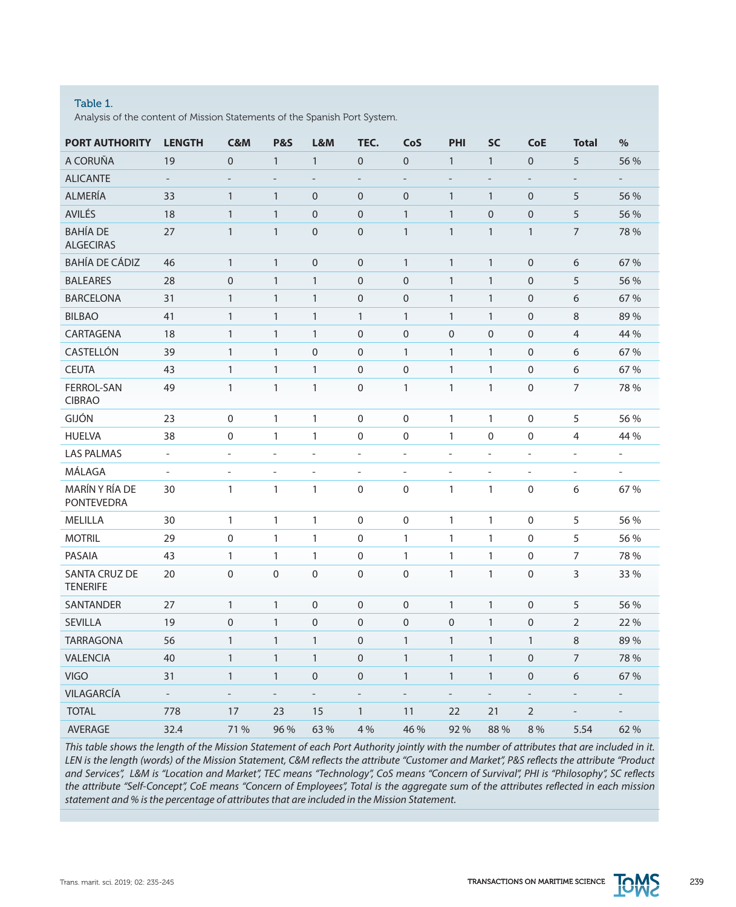Table 1.

Analysis of the content of Mission Statements of the Spanish Port System.

| PORT AUTHORITY | LENGTH | C&M | P&S | L&M | TEC. | CoS | PHI | SC | CoE | Total | % |
|---|---|---|---|---|---|---|---|---|---|---|---|
| A CORUÑA | 19 | 0 | 1 | 1 | 0 | 0 | 1 | 1 | 0 | 5 | 56 % |
| ALICANTE | - | - | - | - | - | - | - | - | - | - | - |
| ALMERÍA | 33 | 1 | 1 | 0 | 0 | 0 | 1 | 1 | 0 | 5 | 56 % |
| AVILÉS | 18 | 1 | 1 | 0 | 0 | 1 | 1 | 0 | 0 | 5 | 56 % |
| BAHÍA DE ALGECIRAS | 27 | 1 | 1 | 0 | 0 | 1 | 1 | 1 | 1 | 7 | 78 % |
| BAHÍA DE CÁDIZ | 46 | 1 | 1 | 0 | 0 | 1 | 1 | 1 | 0 | 6 | 67 % |
| BALEARES | 28 | 0 | 1 | 1 | 0 | 0 | 1 | 1 | 0 | 5 | 56 % |
| BARCELONA | 31 | 1 | 1 | 1 | 0 | 0 | 1 | 1 | 0 | 6 | 67 % |
| BILBAO | 41 | 1 | 1 | 1 | 1 | 1 | 1 | 1 | 0 | 8 | 89 % |
| CARTAGENA | 18 | 1 | 1 | 1 | 0 | 0 | 0 | 0 | 0 | 4 | 44 % |
| CASTELLÓN | 39 | 1 | 1 | 0 | 0 | 1 | 1 | 1 | 0 | 6 | 67 % |
| CEUTA | 43 | 1 | 1 | 1 | 0 | 0 | 1 | 1 | 0 | 6 | 67 % |
| FERROL-SAN CIBRAO | 49 | 1 | 1 | 1 | 0 | 1 | 1 | 1 | 0 | 7 | 78 % |
| GIJÓN | 23 | 0 | 1 | 1 | 0 | 0 | 1 | 1 | 0 | 5 | 56 % |
| HUELVA | 38 | 0 | 1 | 1 | 0 | 0 | 1 | 0 | 0 | 4 | 44 % |
| LAS PALMAS | - | - | - | - | - | - | - | - | - | - | - |
| MÁLAGA | - | - | - | - | - | - | - | - | - | - | - |
| MARÍN Y RÍA DE PONTEVEDRA | 30 | 1 | 1 | 1 | 0 | 0 | 1 | 1 | 0 | 6 | 67 % |
| MELILLA | 30 | 1 | 1 | 1 | 0 | 0 | 1 | 1 | 0 | 5 | 56 % |
| MOTRIL | 29 | 0 | 1 | 1 | 0 | 1 | 1 | 1 | 0 | 5 | 56 % |
| PASAIA | 43 | 1 | 1 | 1 | 0 | 1 | 1 | 1 | 0 | 7 | 78 % |
| SANTA CRUZ DE TENERIFE | 20 | 0 | 0 | 0 | 0 | 0 | 1 | 1 | 0 | 3 | 33 % |
| SANTANDER | 27 | 1 | 1 | 0 | 0 | 0 | 1 | 1 | 0 | 5 | 56 % |
| SEVILLA | 19 | 0 | 1 | 0 | 0 | 0 | 0 | 1 | 0 | 2 | 22 % |
| TARRAGONA | 56 | 1 | 1 | 1 | 0 | 1 | 1 | 1 | 1 | 8 | 89 % |
| VALENCIA | 40 | 1 | 1 | 1 | 0 | 1 | 1 | 1 | 0 | 7 | 78 % |
| VIGO | 31 | 1 | 1 | 0 | 0 | 1 | 1 | 1 | 0 | 6 | 67 % |
| VILAGARCÍA | - | - | - | - | - | - | - | - | - | - | - |
| TOTAL | 778 | 17 | 23 | 15 | 1 | 11 | 22 | 21 | 2 | - | - |
| AVERAGE | 32.4 | 71 % | 96 % | 63 % | 4 % | 46 % | 92 % | 88 % | 8 % | 5.54 | 62 % |

*This table shows the length of the Mission Statement of each Port Authority jointly with the number of attributes that are included in it. LEN is the length (words) of the Mission Statement, C&M reflects the attribute "Customer and Market", P&S reflects the attribute "Product and Services", L&M is "Location and Market", TEC means "Technology", CoS means "Concern of Survival", PHI is "Philosophy", SC reflects the attribute "Self-Concept", CoE means "Concern of Employees", Total is the aggregate sum of the attributes reflected in each mission statement and % is the percentage of attributes that are included in the Mission Statement.*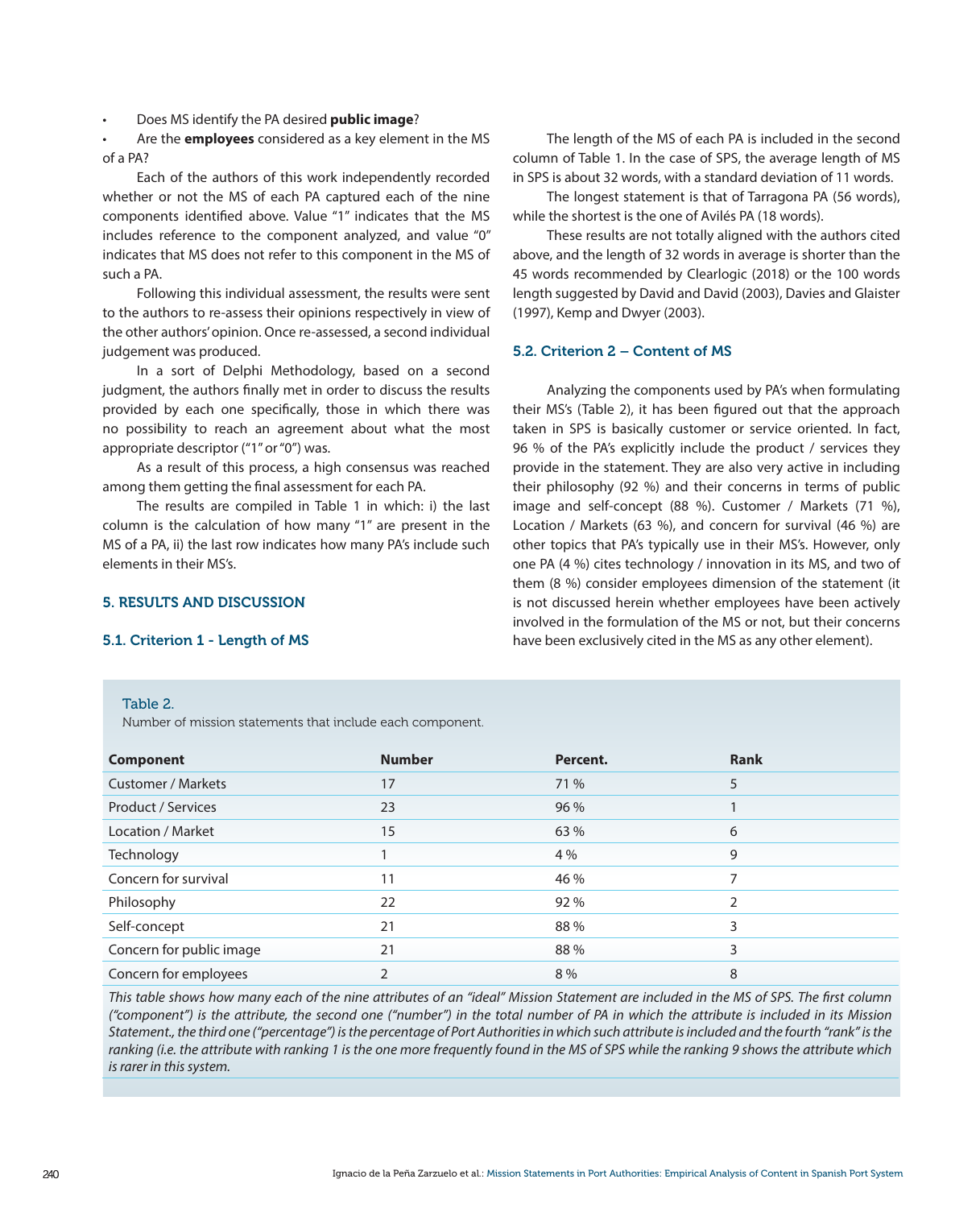- Does MS identify the PA desired **public image**?
- Are the **employees** considered as a key element in the MS of a PA?

Each of the authors of this work independently recorded whether or not the MS of each PA captured each of the nine components identified above. Value "1" indicates that the MS includes reference to the component analyzed, and value "0" indicates that MS does not refer to this component in the MS of such a PA.

Following this individual assessment, the results were sent to the authors to re-assess their opinions respectively in view of the other authors' opinion. Once re-assessed, a second individual judgement was produced.

In a sort of Delphi Methodology, based on a second judgment, the authors finally met in order to discuss the results provided by each one specifically, those in which there was no possibility to reach an agreement about what the most appropriate descriptor ("1" or "0") was.

As a result of this process, a high consensus was reached among them getting the final assessment for each PA.

The results are compiled in Table 1 in which: i) the last column is the calculation of how many "1" are present in the MS of a PA, ii) the last row indicates how many PA's include such elements in their MS's.

## 5. RESULTS AND DISCUSSION

### 5.1. Criterion 1 - Length of MS

The length of the MS of each PA is included in the second column of Table 1. In the case of SPS, the average length of MS in SPS is about 32 words, with a standard deviation of 11 words.

The longest statement is that of Tarragona PA (56 words), while the shortest is the one of Avilés PA (18 words).

These results are not totally aligned with the authors cited above, and the length of 32 words in average is shorter than the 45 words recommended by Clearlogic (2018) or the 100 words length suggested by David and David (2003), Davies and Glaister (1997), Kemp and Dwyer (2003).

### 5.2. Criterion 2 – Content of MS

Analyzing the components used by PA's when formulating their MS's (Table 2), it has been figured out that the approach taken in SPS is basically customer or service oriented. In fact, 96 % of the PA's explicitly include the product / services they provide in the statement. They are also very active in including their philosophy (92 %) and their concerns in terms of public image and self-concept (88 %). Customer / Markets (71 %), Location / Markets (63 %), and concern for survival (46 %) are other topics that PA's typically use in their MS's. However, only one PA (4 %) cites technology / innovation in its MS, and two of them (8 %) consider employees dimension of the statement (it is not discussed herein whether employees have been actively involved in the formulation of the MS or not, but their concerns have been exclusively cited in the MS as any other element).

Table 2.
Number of mission statements that include each component.

| Component | Number | Percent. | Rank |
|---|---|---|---|
| Customer / Markets | 17 | 71 % | 5 |
| Product / Services | 23 | 96 % | 1 |
| Location / Market | 15 | 63 % | 6 |
| Technology | 1 | 4 % | 9 |
| Concern for survival | 11 | 46 % | 7 |
| Philosophy | 22 | 92 % | 2 |
| Self-concept | 21 | 88 % | 3 |
| Concern for public image | 21 | 88 % | 3 |
| Concern for employees | 2 | 8 % | 8 |

*This table shows how many each of the nine attributes of an "ideal" Mission Statement are included in the MS of SPS. The first column ("component") is the attribute, the second one ("number") in the total number of PA in which the attribute is included in its Mission Statement., the third one ("percentage") is the percentage of Port Authorities in which such attribute is included and the fourth "rank" is the ranking (i.e. the attribute with ranking 1 is the one more frequently found in the MS of SPS while the ranking 9 shows the attribute which is rarer in this system.*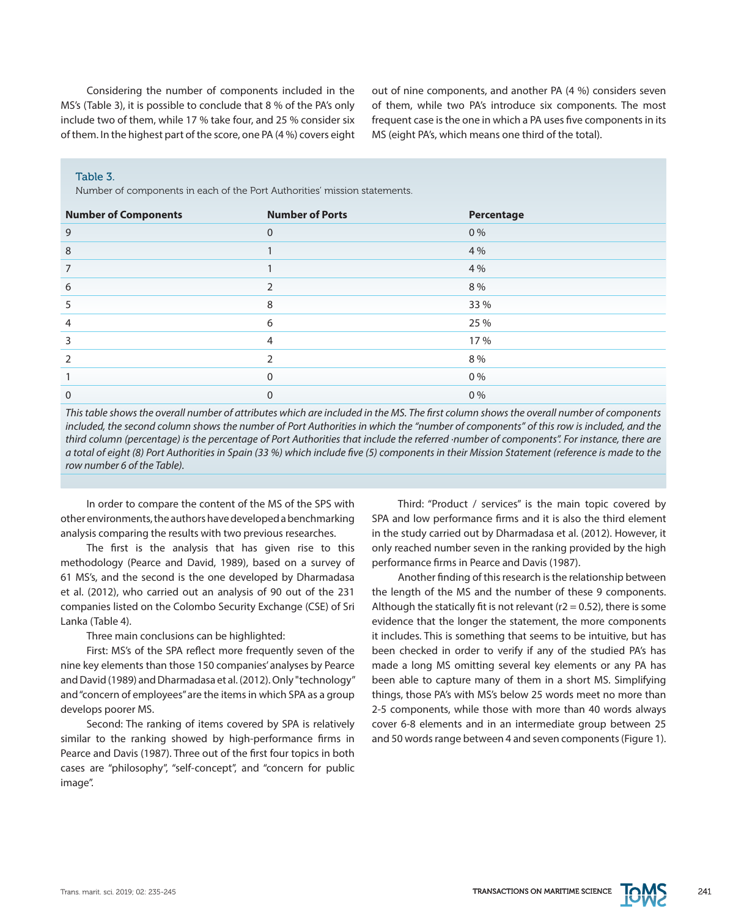Considering the number of components included in the MS's (Table 3), it is possible to conclude that 8 % of the PA's only include two of them, while 17 % take four, and 25 % consider six of them. In the highest part of the score, one PA (4 %) covers eight out of nine components, and another PA (4 %) considers seven of them, while two PA's introduce six components. The most frequent case is the one in which a PA uses five components in its MS (eight PA's, which means one third of the total).

Table 3.
Number of components in each of the Port Authorities' mission statements.

| Number of Components | Number of Ports | Percentage |
|---|---|---|
| 9 | 0 | 0 % |
| 8 | 1 | 4 % |
| 7 | 1 | 4 % |
| 6 | 2 | 8 % |
| 5 | 8 | 33 % |
| 4 | 6 | 25 % |
| 3 | 4 | 17 % |
| 2 | 2 | 8 % |
| 1 | 0 | 0 % |
| 0 | 0 | 0 % |

*This table shows the overall number of attributes which are included in the MS. The first column shows the overall number of components included, the second column shows the number of Port Authorities in which the "number of components" of this row is included, and the third column (percentage) is the percentage of Port Authorities that include the referred ·number of components". For instance, there are a total of eight (8) Port Authorities in Spain (33 %) which include five (5) components in their Mission Statement (reference is made to the row number 6 of the Table).*

In order to compare the content of the MS of the SPS with other environments, the authors have developed a benchmarking analysis comparing the results with two previous researches.

The first is the analysis that has given rise to this methodology (Pearce and David, 1989), based on a survey of 61 MS's, and the second is the one developed by Dharmadasa et al. (2012), who carried out an analysis of 90 out of the 231 companies listed on the Colombo Security Exchange (CSE) of Sri Lanka (Table 4).

Three main conclusions can be highlighted:

First: MS's of the SPA reflect more frequently seven of the nine key elements than those 150 companies' analyses by Pearce and David (1989) and Dharmadasa et al. (2012). Only "technology" and "concern of employees" are the items in which SPA as a group develops poorer MS.

Second: The ranking of items covered by SPA is relatively similar to the ranking showed by high-performance firms in Pearce and Davis (1987). Three out of the first four topics in both cases are "philosophy", "self-concept", and "concern for public image".

Third: "Product / services" is the main topic covered by SPA and low performance firms and it is also the third element in the study carried out by Dharmadasa et al. (2012). However, it only reached number seven in the ranking provided by the high performance firms in Pearce and Davis (1987).

Another finding of this research is the relationship between the length of the MS and the number of these 9 components. Although the statically fit is not relevant ($r2 = 0.52$), there is some evidence that the longer the statement, the more components it includes. This is something that seems to be intuitive, but has been checked in order to verify if any of the studied PA's has made a long MS omitting several key elements or any PA has been able to capture many of them in a short MS. Simplifying things, those PA's with MS's below 25 words meet no more than 2-5 components, while those with more than 40 words always cover 6-8 elements and in an intermediate group between 25 and 50 words range between 4 and seven components (Figure 1).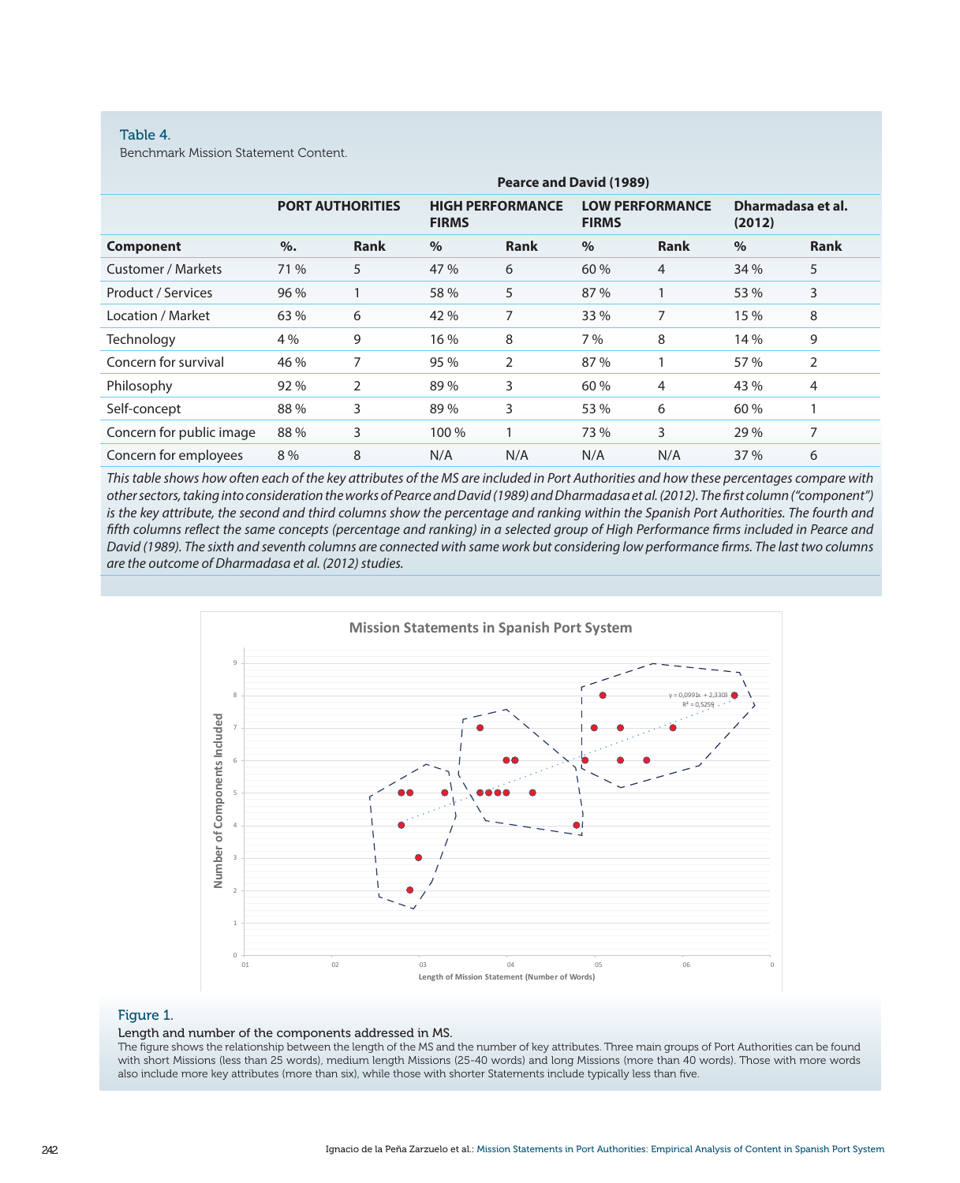Table 4.
Benchmark Mission Statement Content.

| | PORT AUTHORITIES | | Pearce and David (1989) HIGH PERFORMANCE FIRMS | | Pearce and David (1989) LOW PERFORMANCE FIRMS | | Dharmadasa et al. (2012) | |
|---|---|---|---|---|---|---|---|---|
| **Component** | **%.** | **Rank** | **%** | **Rank** | **%** | **Rank** | **%** | **Rank** |
| Customer / Markets | 71 % | 5 | 47 % | 6 | 60 % | 4 | 34 % | 5 |
| Product / Services | 96 % | 1 | 58 % | 5 | 87 % | 1 | 53 % | 3 |
| Location / Market | 63 % | 6 | 42 % | 7 | 33 % | 7 | 15 % | 8 |
| Technology | 4 % | 9 | 16 % | 8 | 7 % | 8 | 14 % | 9 |
| Concern for survival | 46 % | 7 | 95 % | 2 | 87 % | 1 | 57 % | 2 |
| Philosophy | 92 % | 2 | 89 % | 3 | 60 % | 4 | 43 % | 4 |
| Self-concept | 88 % | 3 | 89 % | 3 | 53 % | 6 | 60 % | 1 |
| Concern for public image | 88 % | 3 | 100 % | 1 | 73 % | 3 | 29 % | 7 |
| Concern for employees | 8 % | 8 | N/A | N/A | N/A | N/A | 37 % | 6 |

*This table shows how often each of the key attributes of the MS are included in Port Authorities and how these percentages compare with other sectors, taking into consideration the works of Pearce and David (1989) and Dharmadasa et al. (2012). The first column ("component") is the key attribute, the second and third columns show the percentage and ranking within the Spanish Port Authorities. The fourth and fifth columns reflect the same concepts (percentage and ranking) in a selected group of High Performance firms included in Pearce and David (1989). The sixth and seventh columns are connected with same work but considering low performance firms. The last two columns are the outcome of Dharmadasa et al. (2012) studies.*

Figure 1.

Length and number of the components addressed in MS.

The figure shows the relationship between the length of the MS and the number of key attributes. Three main groups of Port Authorities can be found with short Missions (less than 25 words), medium length Missions (25-40 words) and long Missions (more than 40 words). Those with more words also include more key attributes (more than six), while those with shorter Statements include typically less than five.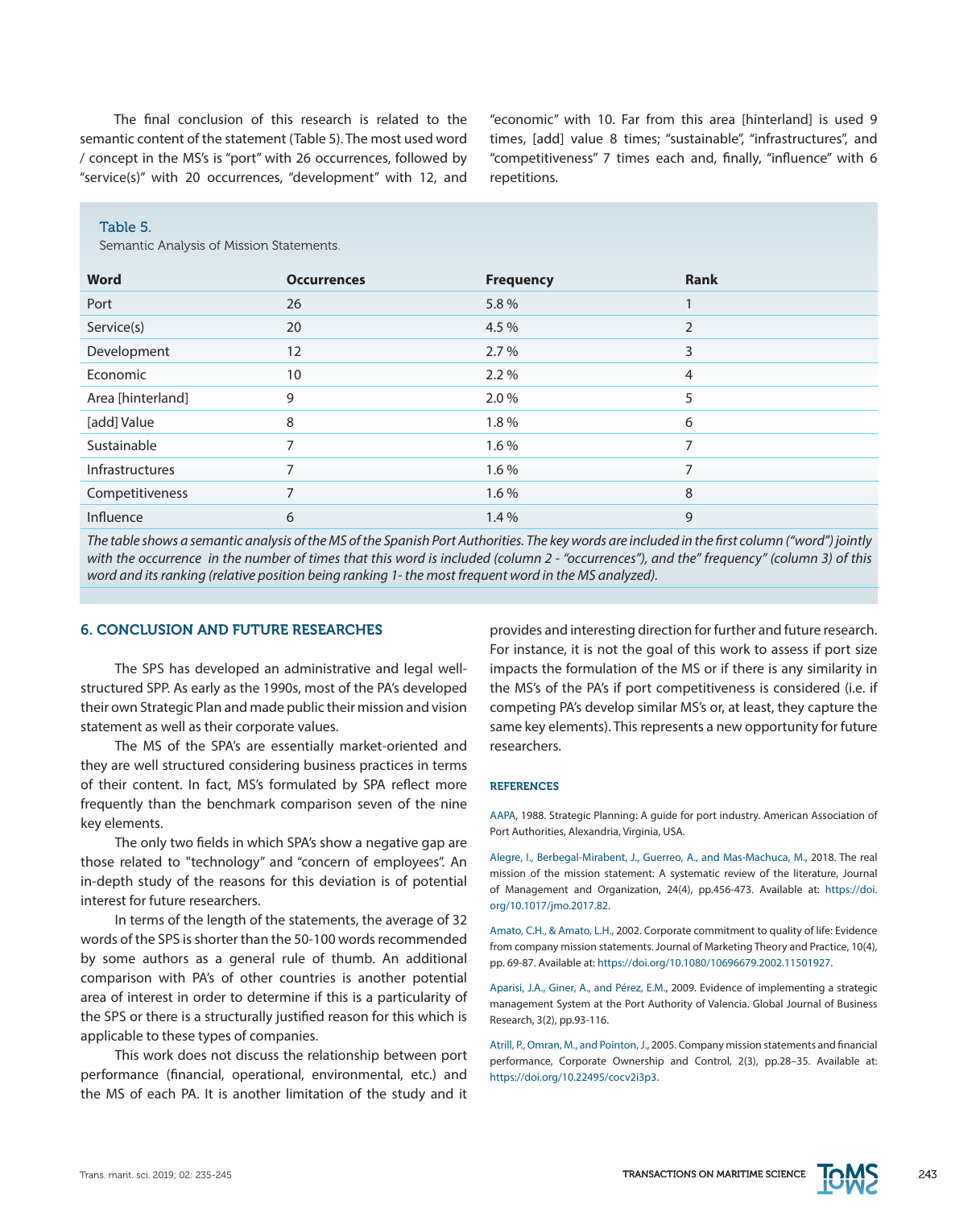The final conclusion of this research is related to the semantic content of the statement (Table 5). The most used word / concept in the MS's is "port" with 26 occurrences, followed by "service(s)" with 20 occurrences, "development" with 12, and "economic" with 10. Far from this area [hinterland] is used 9 times, [add] value 8 times; "sustainable", "infrastructures", and "competitiveness" 7 times each and, finally, "influence" with 6 repetitions.

Table 5.
Semantic Analysis of Mission Statements.

| Word | Occurrences | Frequency | Rank |
|---|---|---|---|
| Port | 26 | 5.8 % | 1 |
| Service(s) | 20 | 4.5 % | 2 |
| Development | 12 | 2.7 % | 3 |
| Economic | 10 | 2.2 % | 4 |
| Area [hinterland] | 9 | 2.0 % | 5 |
| [add] Value | 8 | 1.8 % | 6 |
| Sustainable | 7 | 1.6 % | 7 |
| Infrastructures | 7 | 1.6 % | 7 |
| Competitiveness | 7 | 1.6 % | 8 |
| Influence | 6 | 1.4 % | 9 |

*The table shows a semantic analysis of the MS of the Spanish Port Authorities. The key words are included in the first column ("word") jointly with the occurrence in the number of times that this word is included (column 2 - "occurrences"), and the" frequency" (column 3) of this word and its ranking (relative position being ranking 1- the most frequent word in the MS analyzed).*

## 6. CONCLUSION AND FUTURE RESEARCHES

The SPS has developed an administrative and legal well-structured SPP. As early as the 1990s, most of the PA's developed their own Strategic Plan and made public their mission and vision statement as well as their corporate values.

The MS of the SPA's are essentially market-oriented and they are well structured considering business practices in terms of their content. In fact, MS's formulated by SPA reflect more frequently than the benchmark comparison seven of the nine key elements.

The only two fields in which SPA's show a negative gap are those related to "technology" and "concern of employees". An in-depth study of the reasons for this deviation is of potential interest for future researchers.

In terms of the length of the statements, the average of 32 words of the SPS is shorter than the 50-100 words recommended by some authors as a general rule of thumb. An additional comparison with PA's of other countries is another potential area of interest in order to determine if this is a particularity of the SPS or there is a structurally justified reason for this which is applicable to these types of companies.

This work does not discuss the relationship between port performance (financial, operational, environmental, etc.) and the MS of each PA. It is another limitation of the study and it provides and interesting direction for further and future research. For instance, it is not the goal of this work to assess if port size impacts the formulation of the MS or if there is any similarity in the MS's of the PA's if port competitiveness is considered (i.e. if competing PA's develop similar MS's or, at least, they capture the same key elements). This represents a new opportunity for future researchers.

### REFERENCES

AAPA, 1988. Strategic Planning: A guide for port industry. American Association of Port Authorities, Alexandria, Virginia, USA.

Alegre, I., Berbegal-Mirabent, J., Guerreo, A., and Mas-Machuca, M., 2018. The real mission of the mission statement: A systematic review of the literature, Journal of Management and Organization, 24(4), pp.456-473. Available at: https://doi.org/10.1017/jmo.2017.82.

Amato, C.H., & Amato, L.H., 2002. Corporate commitment to quality of life: Evidence from company mission statements. Journal of Marketing Theory and Practice, 10(4), pp. 69-87. Available at: https://doi.org/10.1080/10696679.2002.11501927.

Aparisi, J.A., Giner, A., and Pérez, E.M., 2009. Evidence of implementing a strategic management System at the Port Authority of Valencia. Global Journal of Business Research, 3(2), pp.93-116.

Atrill, P., Omran, M., and Pointon, J., 2005. Company mission statements and financial performance, Corporate Ownership and Control, 2(3), pp.28–35. Available at: https://doi.org/10.22495/cocv2i3p3.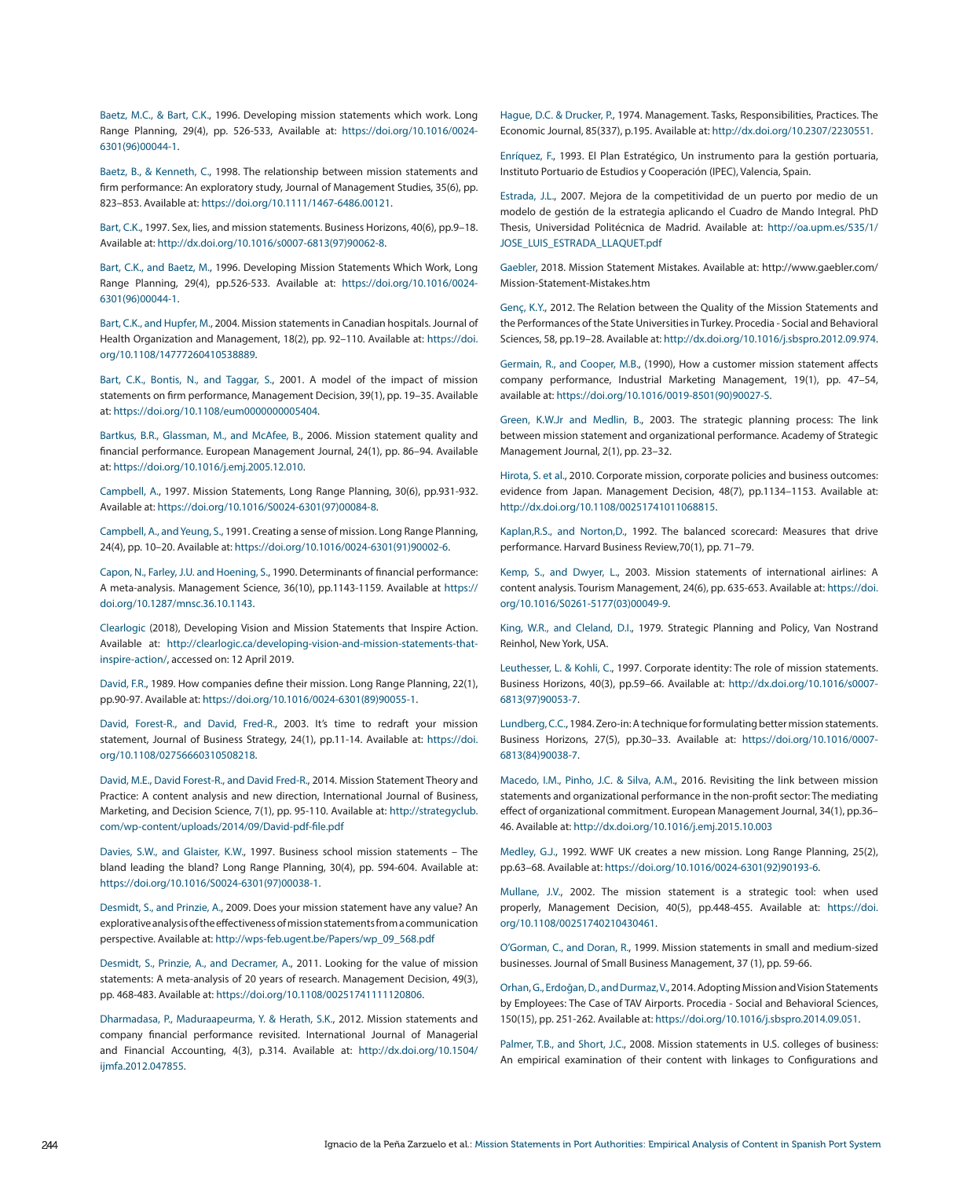Baetz, M.C., & Bart, C.K., 1996. Developing mission statements which work. Long Range Planning, 29(4), pp. 526-533, Available at: https://doi.org/10.1016/0024-6301(96)00044-1.

Baetz, B., & Kenneth, C., 1998. The relationship between mission statements and firm performance: An exploratory study, Journal of Management Studies, 35(6), pp. 823–853. Available at: https://doi.org/10.1111/1467-6486.00121.

Bart, C.K., 1997. Sex, lies, and mission statements. Business Horizons, 40(6), pp.9–18. Available at: http://dx.doi.org/10.1016/s0007-6813(97)90062-8.

Bart, C.K., and Baetz, M., 1996. Developing Mission Statements Which Work, Long Range Planning, 29(4), pp.526-533. Available at: https://doi.org/10.1016/0024-6301(96)00044-1.

Bart, C.K., and Hupfer, M., 2004. Mission statements in Canadian hospitals. Journal of Health Organization and Management, 18(2), pp. 92–110. Available at: https://doi.org/10.1108/14777260410538889.

Bart, C.K., Bontis, N., and Taggar, S., 2001. A model of the impact of mission statements on firm performance, Management Decision, 39(1), pp. 19–35. Available at: https://doi.org/10.1108/eum0000000005404.

Bartkus, B.R., Glassman, M., and McAfee, B., 2006. Mission statement quality and financial performance. European Management Journal, 24(1), pp. 86–94. Available at: https://doi.org/10.1016/j.emj.2005.12.010.

Campbell, A., 1997. Mission Statements, Long Range Planning, 30(6), pp.931-932. Available at: https://doi.org/10.1016/S0024-6301(97)00084-8.

Campbell, A., and Yeung, S., 1991. Creating a sense of mission. Long Range Planning, 24(4), pp. 10–20. Available at: https://doi.org/10.1016/0024-6301(91)90002-6.

Capon, N., Farley, J.U. and Hoening, S., 1990. Determinants of financial performance: A meta-analysis. Management Science, 36(10), pp.1143-1159. Available at https://doi.org/10.1287/mnsc.36.10.1143.

Clearlogic (2018), Developing Vision and Mission Statements that Inspire Action. Available at: http://clearlogic.ca/developing-vision-and-mission-statements-that-inspire-action/, accessed on: 12 April 2019.

David, F.R., 1989. How companies define their mission. Long Range Planning, 22(1), pp.90-97. Available at: https://doi.org/10.1016/0024-6301(89)90055-1.

David, Forest-R., and David, Fred-R., 2003. It's time to redraft your mission statement, Journal of Business Strategy, 24(1), pp.11-14. Available at: https://doi.org/10.1108/02756660310508218.

David, M.E., David Forest-R., and David Fred-R., 2014. Mission Statement Theory and Practice: A content analysis and new direction, International Journal of Business, Marketing, and Decision Science, 7(1), pp. 95-110. Available at: http://strategyclub.com/wp-content/uploads/2014/09/David-pdf-file.pdf

Davies, S.W., and Glaister, K.W., 1997. Business school mission statements – The bland leading the bland? Long Range Planning, 30(4), pp. 594-604. Available at: https://doi.org/10.1016/S0024-6301(97)00038-1.

Desmidt, S., and Prinzie, A., 2009. Does your mission statement have any value? An explorative analysis of the effectiveness of mission statements from a communication perspective. Available at: http://wps-feb.ugent.be/Papers/wp_09_568.pdf

Desmidt, S., Prinzie, A., and Decramer, A., 2011. Looking for the value of mission statements: A meta-analysis of 20 years of research. Management Decision, 49(3), pp. 468-483. Available at: https://doi.org/10.1108/00251741111120806.

Dharmadasa, P., Maduraapeurma, Y. & Herath, S.K., 2012. Mission statements and company financial performance revisited. International Journal of Managerial and Financial Accounting, 4(3), p.314. Available at: http://dx.doi.org/10.1504/ijmfa.2012.047855.

Hague, D.C. & Drucker, P., 1974. Management. Tasks, Responsibilities, Practices. The Economic Journal, 85(337), p.195. Available at: http://dx.doi.org/10.2307/2230551.

Enríquez, F., 1993. El Plan Estratégico, Un instrumento para la gestión portuaria, Instituto Portuario de Estudios y Cooperación (IPEC), Valencia, Spain.

Estrada, J.L., 2007. Mejora de la competitividad de un puerto por medio de un modelo de gestión de la estrategia aplicando el Cuadro de Mando Integral. PhD Thesis, Universidad Politécnica de Madrid. Available at: http://oa.upm.es/535/1/JOSE_LUIS_ESTRADA_LLAQUET.pdf

Gaebler, 2018. Mission Statement Mistakes. Available at: http://www.gaebler.com/Mission-Statement-Mistakes.htm

Genç, K.Y., 2012. The Relation between the Quality of the Mission Statements and the Performances of the State Universities in Turkey. Procedia - Social and Behavioral Sciences, 58, pp.19–28. Available at: http://dx.doi.org/10.1016/j.sbspro.2012.09.974.

Germain, R., and Cooper, M.B., (1990), How a customer mission statement affects company performance, Industrial Marketing Management, 19(1), pp. 47–54, available at: https://doi.org/10.1016/0019-8501(90)90027-S.

Green, K.W.Jr and Medlin, B., 2003. The strategic planning process: The link between mission statement and organizational performance. Academy of Strategic Management Journal, 2(1), pp. 23–32.

Hirota, S. et al., 2010. Corporate mission, corporate policies and business outcomes: evidence from Japan. Management Decision, 48(7), pp.1134–1153. Available at: http://dx.doi.org/10.1108/00251741011068815.

Kaplan,R.S., and Norton,D., 1992. The balanced scorecard: Measures that drive performance. Harvard Business Review,70(1), pp. 71–79.

Kemp, S., and Dwyer, L., 2003. Mission statements of international airlines: A content analysis. Tourism Management, 24(6), pp. 635-653. Available at: https://doi.org/10.1016/S0261-5177(03)00049-9.

King, W.R., and Cleland, D.I., 1979. Strategic Planning and Policy, Van Nostrand Reinhol, New York, USA.

Leuthesser, L. & Kohli, C., 1997. Corporate identity: The role of mission statements. Business Horizons, 40(3), pp.59–66. Available at: http://dx.doi.org/10.1016/s0007-6813(97)90053-7.

Lundberg, C.C., 1984. Zero-in: A technique for formulating better mission statements. Business Horizons, 27(5), pp.30–33. Available at: https://doi.org/10.1016/0007-6813(84)90038-7.

Macedo, I.M., Pinho, J.C. & Silva, A.M., 2016. Revisiting the link between mission statements and organizational performance in the non-profit sector: The mediating effect of organizational commitment. European Management Journal, 34(1), pp.36–46. Available at: http://dx.doi.org/10.1016/j.emj.2015.10.003

Medley, G.J., 1992. WWF UK creates a new mission. Long Range Planning, 25(2), pp.63–68. Available at: https://doi.org/10.1016/0024-6301(92)90193-6.

Mullane, J.V., 2002. The mission statement is a strategic tool: when used properly, Management Decision, 40(5), pp.448-455. Available at: https://doi.org/10.1108/00251740210430461.

O'Gorman, C., and Doran, R., 1999. Mission statements in small and medium-sized businesses. Journal of Small Business Management, 37 (1), pp. 59-66.

Orhan, G., Erdoğan, D., and Durmaz, V., 2014. Adopting Mission and Vision Statements by Employees: The Case of TAV Airports. Procedia - Social and Behavioral Sciences, 150(15), pp. 251-262. Available at: https://doi.org/10.1016/j.sbspro.2014.09.051.

Palmer, T.B., and Short, J.C., 2008. Mission statements in U.S. colleges of business: An empirical examination of their content with linkages to Configurations and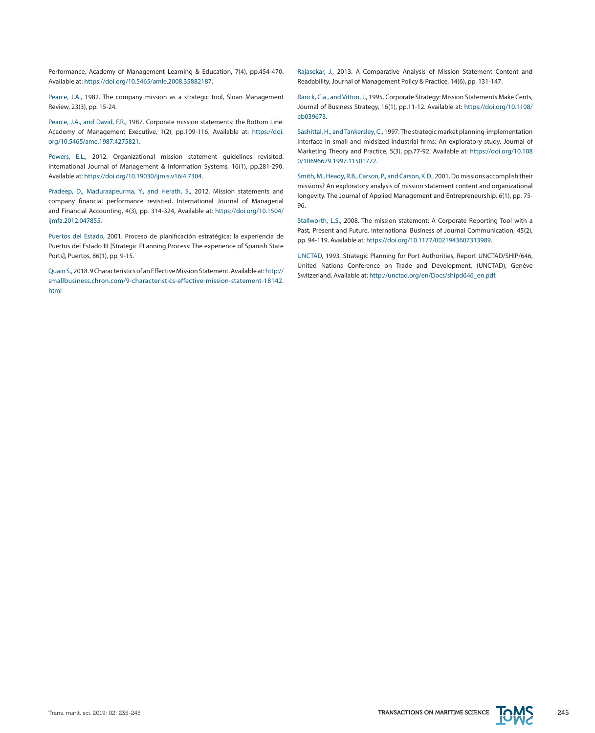Performance, Academy of Management Learning & Education, 7(4), pp.454-470. Available at: https://doi.org/10.5465/amle.2008.35882187.

Pearce, J.A., 1982. The company mission as a strategic tool, Sloan Management Review, 23(3), pp. 15-24.

Pearce, J.A., and David, F.R., 1987. Corporate mission statements: the Bottom Line. Academy of Management Executive, 1(2), pp.109-116. Available at: https://doi.org/10.5465/ame.1987.4275821.

Powers, E.L., 2012. Organizational mission statement guidelines revisited. International Journal of Management & Information Systems, 16(1), pp.281-290. Available at: https://doi.org/10.19030/ijmis.v16i4.7304.

Pradeep, D., Maduraapeurma, Y., and Herath, S., 2012. Mission statements and company financial performance revisited. International Journal of Managerial and Financial Accounting, 4(3), pp. 314-324, Available at: https://doi.org/10.1504/ijmfa.2012.047855.

Puertos del Estado, 2001. Proceso de planificación estratégica: la experiencia de Puertos del Estado III [Strategic PLanning Process: The experience of Spanish State Ports], Puertos, 86(1), pp. 9-15.

Quain S., 2018. 9 Characteristics of an Effective Mission Statement. Available at: http://smallbusiness.chron.com/9-characteristics-effective-mission-statement-18142.html

Rajasekar, J., 2013. A Comparative Analysis of Mission Statement Content and Readability, Journal of Management Policy & Practice, 14(6), pp. 131-147.

Rarick, C.a., and Vitton, J., 1995. Corporate Strategy: Mission Statements Make Cents, Journal of Business Strategy, 16(1), pp.11-12. Available at: https://doi.org/10.1108/eb039673.

Sashittal, H., and Tankersley, C., 1997. The strategic market planning-implementation interface in small and midsized industrial firms: An exploratory study. Journal of Marketing Theory and Practice, 5(3), pp.77-92. Available at: https://doi.org/10.1080/10696679.1997.11501772.

Smith, M., Heady, R.B., Carson, P., and Carson, K.D., 2001. Do missions accomplish their missions? An exploratory analysis of mission statement content and organizational longevity. The Journal of Applied Management and Entrepreneurship, 6(1), pp. 75-96.

Stallworth, L.S., 2008. The mission statement: A Corporate Reporting Tool with a Past, Present and Future, International Business of Journal Communication, 45(2), pp. 94-119. Available at: https://doi.org/10.1177/0021943607313989.

UNCTAD, 1993. Strategic Planning for Port Authorities, Report UNCTAD/SHIP/646, United Nations Conference on Trade and Development, (UNCTAD), Genève Switzerland. Available at: http://unctad.org/en/Docs/shipd646_en.pdf.